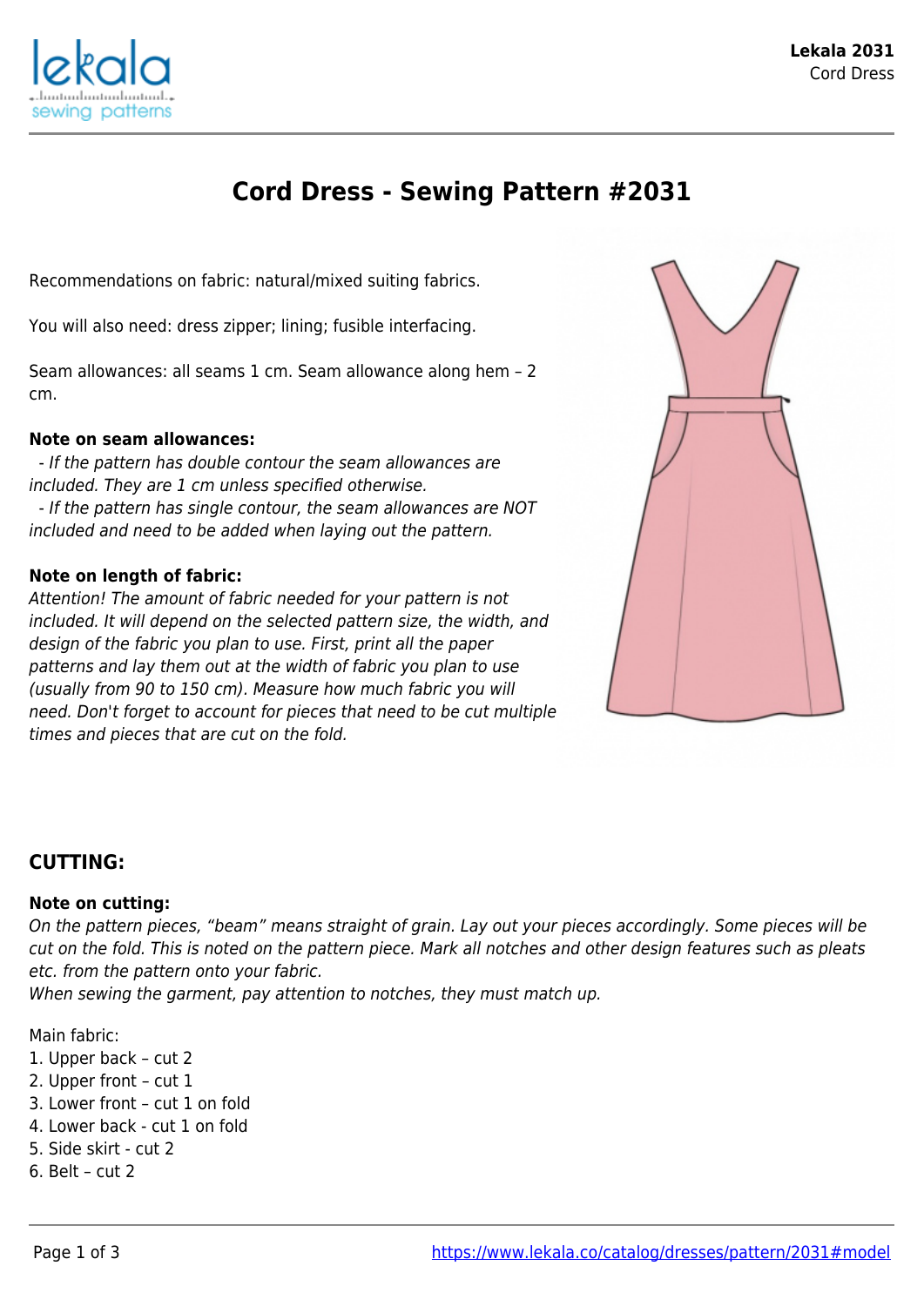# Cord Dress - Sewing Pattern #2031

Recommendations on fabric: natural/mixed suiting fabrics.

You will also need: dress zipper; lining; fusible interfacing.

Seam allowances: all seams 1 cm. Seam allowance along hem – 2 cm.

**Note on seam allowances:**

*- If the pattern has double contour the seam allowances are included. They are 1 cm unless specified otherwise.*
*- If the pattern has single contour, the seam allowances are NOT included and need to be added when laying out the pattern.*

**Note on length of fabric:**

*Attention! The amount of fabric needed for your pattern is not included. It will depend on the selected pattern size, the width, and design of the fabric you plan to use. First, print all the paper patterns and lay them out at the width of fabric you plan to use (usually from 90 to 150 cm). Measure how much fabric you will need. Don't forget to account for pieces that need to be cut multiple times and pieces that are cut on the fold.*

## CUTTING:

**Note on cutting:**

*On the pattern pieces, "beam" means straight of grain. Lay out your pieces accordingly. Some pieces will be cut on the fold. This is noted on the pattern piece. Mark all notches and other design features such as pleats etc. from the pattern onto your fabric.*
*When sewing the garment, pay attention to notches, they must match up.*

Main fabric:
1. Upper back – cut 2
2. Upper front – cut 1
3. Lower front – cut 1 on fold
4. Lower back - cut 1 on fold
5. Side skirt - cut 2
6. Belt – cut 2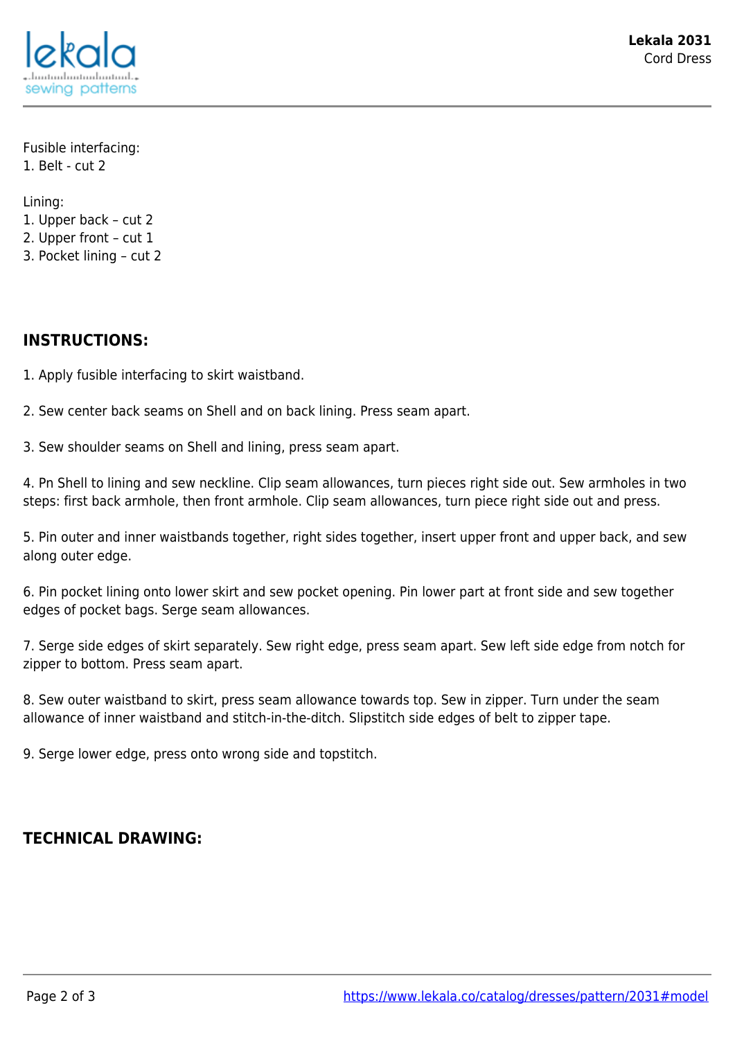Fusible interfacing:
1. Belt - cut 2

Lining:
1. Upper back – cut 2
2. Upper front – cut 1
3. Pocket lining – cut 2

## INSTRUCTIONS:

1. Apply fusible interfacing to skirt waistband.

2. Sew center back seams on Shell and on back lining. Press seam apart.

3. Sew shoulder seams on Shell and lining, press seam apart.

4. Pn Shell to lining and sew neckline. Clip seam allowances, turn pieces right side out. Sew armholes in two steps: first back armhole, then front armhole. Clip seam allowances, turn piece right side out and press.

5. Pin outer and inner waistbands together, right sides together, insert upper front and upper back, and sew along outer edge.

6. Pin pocket lining onto lower skirt and sew pocket opening. Pin lower part at front side and sew together edges of pocket bags. Serge seam allowances.

7. Serge side edges of skirt separately. Sew right edge, press seam apart. Sew left side edge from notch for zipper to bottom. Press seam apart.

8. Sew outer waistband to skirt, press seam allowance towards top. Sew in zipper. Turn under the seam allowance of inner waistband and stitch-in-the-ditch. Slipstitch side edges of belt to zipper tape.

9. Serge lower edge, press onto wrong side and topstitch.

## TECHNICAL DRAWING: